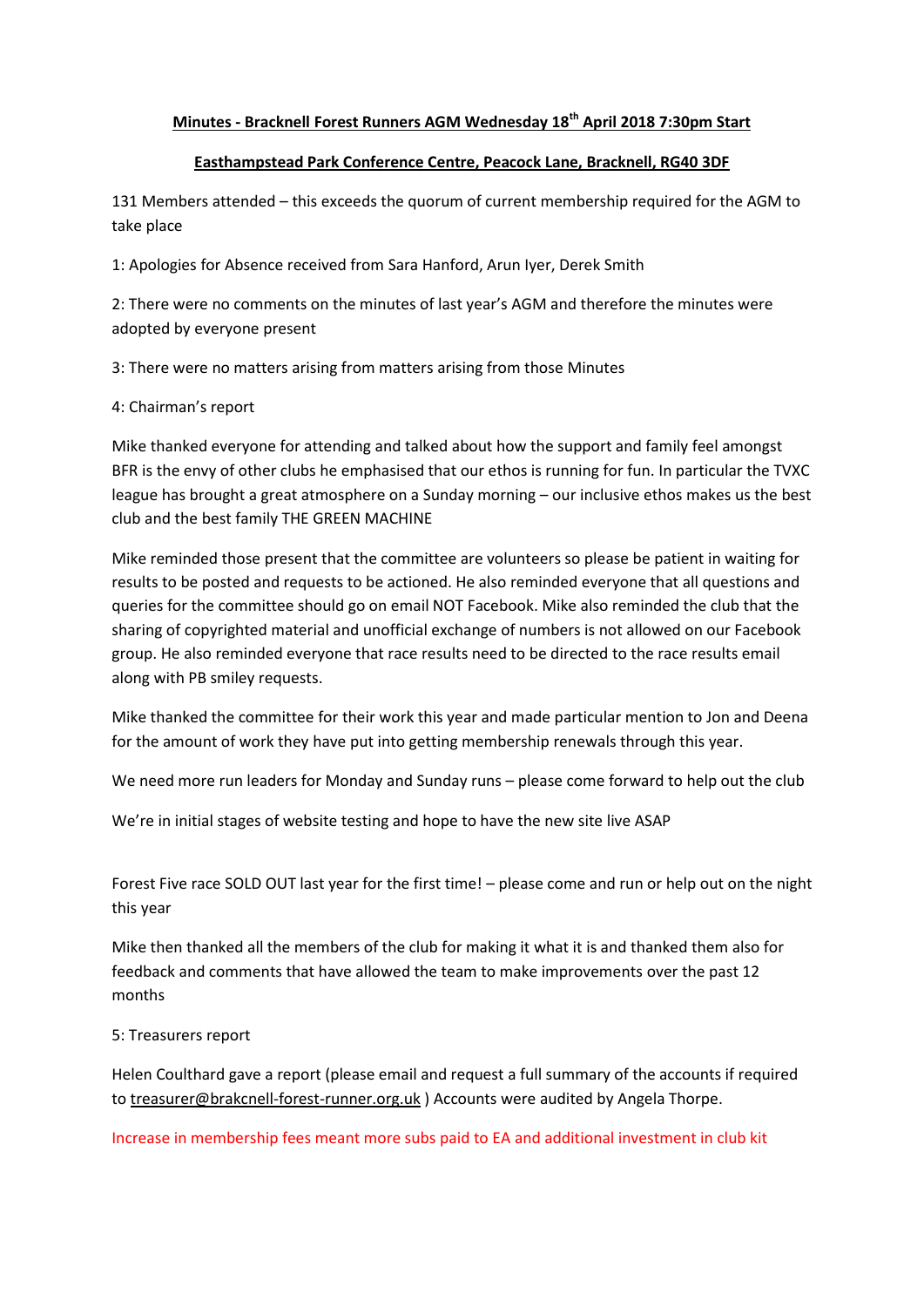**Minutes - Bracknell Forest Runners AGM Wednesday 18th April 2018 7:30pm Start**

**Easthampstead Park Conference Centre, Peacock Lane, Bracknell, RG40 3DF**

131 Members attended – this exceeds the quorum of current membership required for the AGM to take place

1: Apologies for Absence received from Sara Hanford, Arun Iyer, Derek Smith

2: There were no comments on the minutes of last year's AGM and therefore the minutes were adopted by everyone present

3: There were no matters arising from matters arising from those Minutes

4: Chairman's report

Mike thanked everyone for attending and talked about how the support and family feel amongst BFR is the envy of other clubs he emphasised that our ethos is running for fun. In particular the TVXC league has brought a great atmosphere on a Sunday morning – our inclusive ethos makes us the best club and the best family THE GREEN MACHINE

Mike reminded those present that the committee are volunteers so please be patient in waiting for results to be posted and requests to be actioned. He also reminded everyone that all questions and queries for the committee should go on email NOT Facebook. Mike also reminded the club that the sharing of copyrighted material and unofficial exchange of numbers is not allowed on our Facebook group. He also reminded everyone that race results need to be directed to the race results email along with PB smiley requests.

Mike thanked the committee for their work this year and made particular mention to Jon and Deena for the amount of work they have put into getting membership renewals through this year.

We need more run leaders for Monday and Sunday runs – please come forward to help out the club

We're in initial stages of website testing and hope to have the new site live ASAP

Forest Five race SOLD OUT last year for the first time! – please come and run or help out on the night this year

Mike then thanked all the members of the club for making it what it is and thanked them also for feedback and comments that have allowed the team to make improvements over the past 12 months

5: Treasurers report

Helen Coulthard gave a report (please email and request a full summary of the accounts if required to treasurer@brakcnell-forest-runner.org.uk ) Accounts were audited by Angela Thorpe.

Increase in membership fees meant more subs paid to EA and additional investment in club kit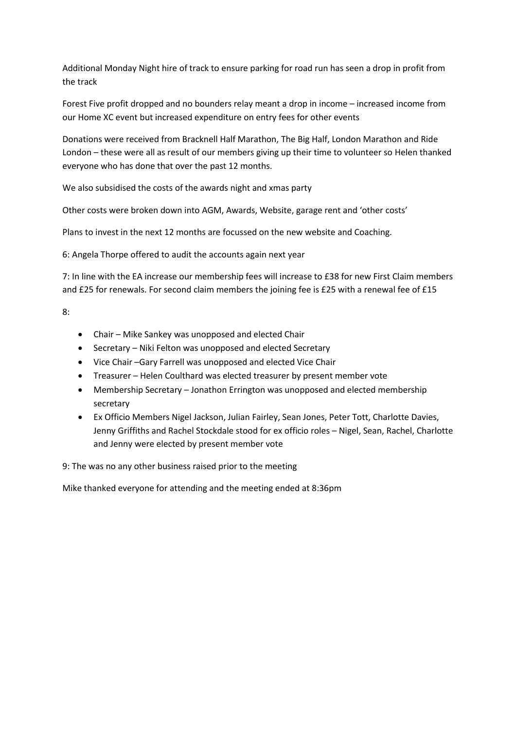Additional Monday Night hire of track to ensure parking for road run has seen a drop in profit from the track

Forest Five profit dropped and no bounders relay meant a drop in income – increased income from our Home XC event but increased expenditure on entry fees for other events

Donations were received from Bracknell Half Marathon, The Big Half, London Marathon and Ride London – these were all as result of our members giving up their time to volunteer so Helen thanked everyone who has done that over the past 12 months.

We also subsidised the costs of the awards night and xmas party

Other costs were broken down into AGM, Awards, Website, garage rent and 'other costs'

Plans to invest in the next 12 months are focussed on the new website and Coaching.

6: Angela Thorpe offered to audit the accounts again next year

7: In line with the EA increase our membership fees will increase to £38 for new First Claim members and £25 for renewals. For second claim members the joining fee is £25 with a renewal fee of £15

8:

- Chair – Mike Sankey was unopposed and elected Chair
- Secretary – Niki Felton was unopposed and elected Secretary
- Vice Chair –Gary Farrell was unopposed and elected Vice Chair
- Treasurer – Helen Coulthard was elected treasurer by present member vote
- Membership Secretary – Jonathon Errington was unopposed and elected membership secretary
- Ex Officio Members Nigel Jackson, Julian Fairley, Sean Jones, Peter Tott, Charlotte Davies, Jenny Griffiths and Rachel Stockdale stood for ex officio roles – Nigel, Sean, Rachel, Charlotte and Jenny were elected by present member vote

9: The was no any other business raised prior to the meeting

Mike thanked everyone for attending and the meeting ended at 8:36pm